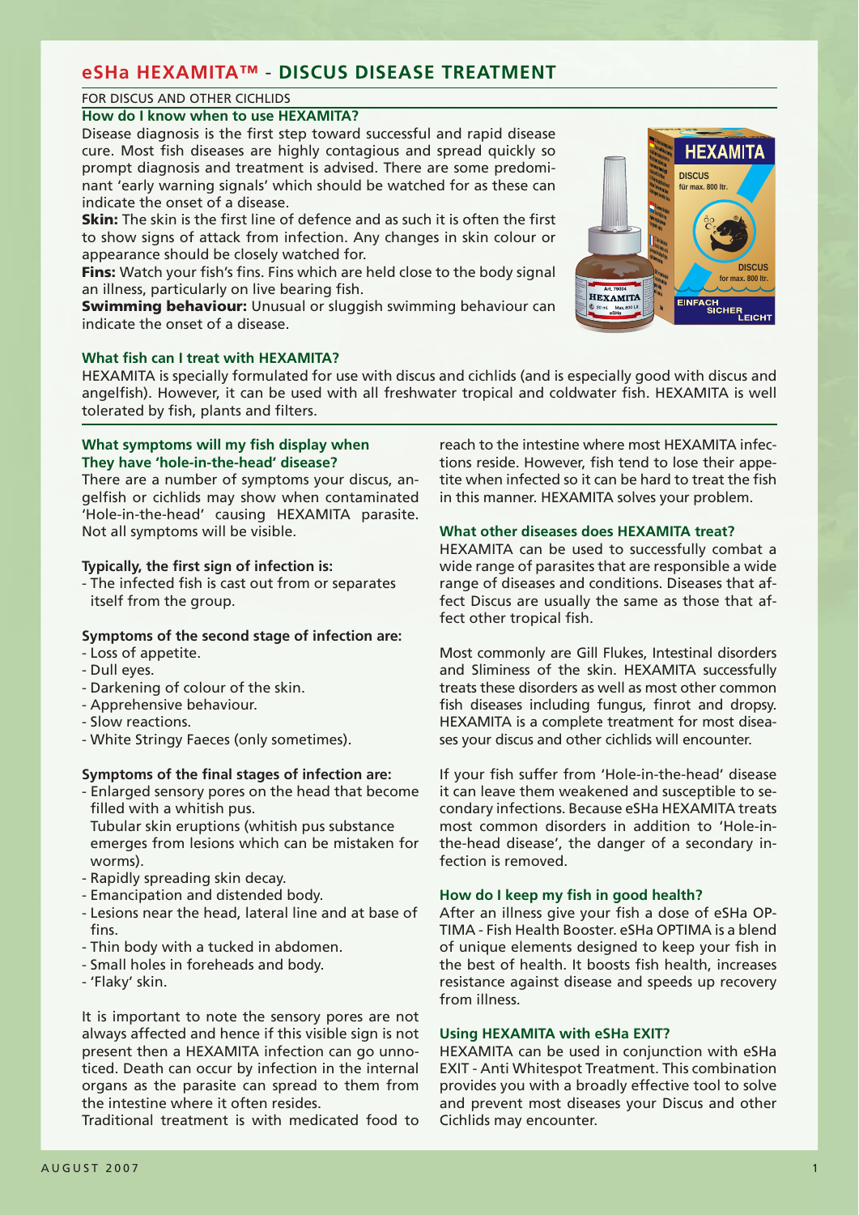## eSHa HEXAMITA™ - DISCUS DISEASE TREATMENT

FOR DISCUS AND OTHER CICHLIDS

### How do I know when to use HEXAMITA?

Disease diagnosis is the first step toward successful and rapid disease cure. Most fish diseases are highly contagious and spread quickly so prompt diagnosis and treatment is advised. There are some predominant 'early warning signals' which should be watched for as these can indicate the onset of a disease.

**Skin:** The skin is the first line of defence and as such it is often the first to show signs of attack from infection. Any changes in skin colour or appearance should be closely watched for.

**Fins:** Watch your fish's fins. Fins which are held close to the body signal an illness, particularly on live bearing fish.

**Swimming behaviour:** Unusual or sluggish swimming behaviour can indicate the onset of a disease.

### What fish can I treat with HEXAMITA?

HEXAMITA is specially formulated for use with discus and cichlids (and is especially good with discus and angelfish). However, it can be used with all freshwater tropical and coldwater fish. HEXAMITA is well tolerated by fish, plants and filters.

### What symptoms will my fish display when They have 'hole-in-the-head' disease?

There are a number of symptoms your discus, angelfish or cichlids may show when contaminated 'Hole-in-the-head' causing HEXAMITA parasite. Not all symptoms will be visible.

**Typically, the first sign of infection is:**

- The infected fish is cast out from or separates itself from the group.

**Symptoms of the second stage of infection are:**

- Loss of appetite.
- Dull eyes.
- Darkening of colour of the skin.
- Apprehensive behaviour.
- Slow reactions.
- White Stringy Faeces (only sometimes).

**Symptoms of the final stages of infection are:**

- Enlarged sensory pores on the head that become filled with a whitish pus.
  Tubular skin eruptions (whitish pus substance emerges from lesions which can be mistaken for worms).
- Rapidly spreading skin decay.
- Emancipation and distended body.
- Lesions near the head, lateral line and at base of fins.
- Thin body with a tucked in abdomen.
- Small holes in foreheads and body.
- 'Flaky' skin.

It is important to note the sensory pores are not always affected and hence if this visible sign is not present then a HEXAMITA infection can go unnoticed. Death can occur by infection in the internal organs as the parasite can spread to them from the intestine where it often resides.

Traditional treatment is with medicated food to reach to the intestine where most HEXAMITA infections reside. However, fish tend to lose their appetite when infected so it can be hard to treat the fish in this manner. HEXAMITA solves your problem.

### What other diseases does HEXAMITA treat?

HEXAMITA can be used to successfully combat a wide range of parasites that are responsible a wide range of diseases and conditions. Diseases that affect Discus are usually the same as those that affect other tropical fish.

Most commonly are Gill Flukes, Intestinal disorders and Sliminess of the skin. HEXAMITA successfully treats these disorders as well as most other common fish diseases including fungus, finrot and dropsy. HEXAMITA is a complete treatment for most diseases your discus and other cichlids will encounter.

If your fish suffer from 'Hole-in-the-head' disease it can leave them weakened and susceptible to secondary infections. Because eSHa HEXAMITA treats most common disorders in addition to 'Hole-in-the-head disease', the danger of a secondary infection is removed.

### How do I keep my fish in good health?

After an illness give your fish a dose of eSHa OPTIMA - Fish Health Booster. eSHa OPTIMA is a blend of unique elements designed to keep your fish in the best of health. It boosts fish health, increases resistance against disease and speeds up recovery from illness.

### Using HEXAMITA with eSHa EXIT?

HEXAMITA can be used in conjunction with eSHa EXIT - Anti Whitespot Treatment. This combination provides you with a broadly effective tool to solve and prevent most diseases your Discus and other Cichlids may encounter.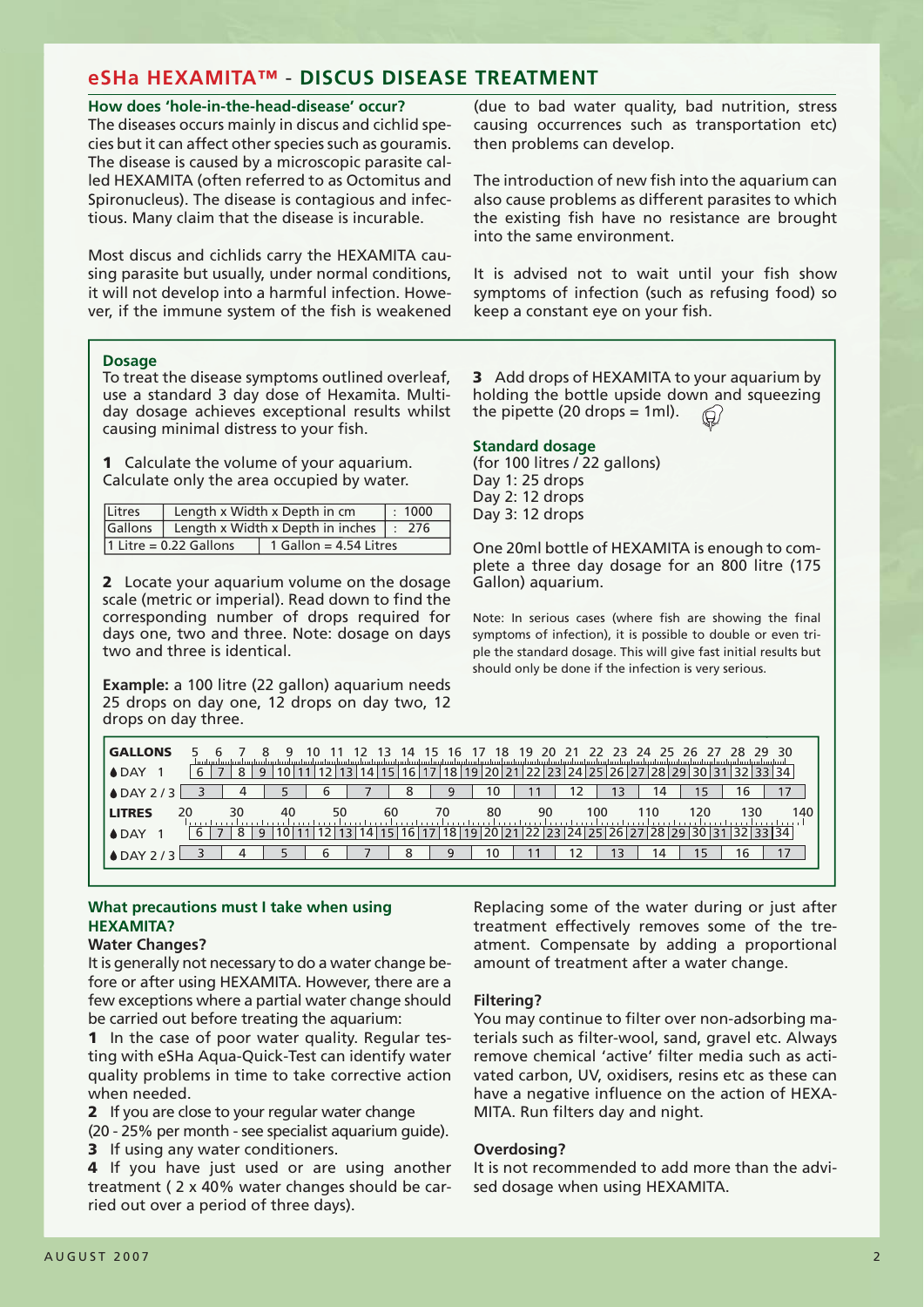## eSHa HEXAMITA™ - DISCUS DISEASE TREATMENT

### How does 'hole-in-the-head-disease' occur?

The diseases occurs mainly in discus and cichlid species but it can affect other species such as gouramis. The disease is caused by a microscopic parasite called HEXAMITA (often referred to as Octomitus and Spironucleus). The disease is contagious and infectious. Many claim that the disease is incurable.

Most discus and cichlids carry the HEXAMITA causing parasite but usually, under normal conditions, it will not develop into a harmful infection. However, if the immune system of the fish is weakened (due to bad water quality, bad nutrition, stress causing occurrences such as transportation etc) then problems can develop.

The introduction of new fish into the aquarium can also cause problems as different parasites to which the existing fish have no resistance are brought into the same environment.

It is advised not to wait until your fish show symptoms of infection (such as refusing food) so keep a constant eye on your fish.

### Dosage

To treat the disease symptoms outlined overleaf, use a standard 3 day dose of Hexamita. Multi-day dosage achieves exceptional results whilst causing minimal distress to your fish.

**1** Calculate the volume of your aquarium. Calculate only the area occupied by water.

| Litres | Length x Width x Depth in cm | : 1000 |
|---|---|---|
| Gallons | Length x Width x Depth in inches | : 276 |
| 1 Litre = 0.22 Gallons | 1 Gallon = 4.54 Litres | |

**2** Locate your aquarium volume on the dosage scale (metric or imperial). Read down to find the corresponding number of drops required for days one, two and three. Note: dosage on days two and three is identical.

**Example:** a 100 litre (22 gallon) aquarium needs 25 drops on day one, 12 drops on day two, 12 drops on day three.

**3** Add drops of HEXAMITA to your aquarium by holding the bottle upside down and squeezing the pipette (20 drops = 1ml).

### Standard dosage

(for 100 litres / 22 gallons)
Day 1: 25 drops
Day 2: 12 drops
Day 3: 12 drops

One 20ml bottle of HEXAMITA is enough to complete a three day dosage for an 800 litre (175 Gallon) aquarium.

Note: In serious cases (where fish are showing the final symptoms of infection), it is possible to double or even triple the standard dosage. This will give fast initial results but should only be done if the infection is very serious.

| GALLONS | 5 | 6 | 7 | 8 | 9 | 10 | 11 | 12 | 13 | 14 | 15 | 16 | 17 | 18 | 19 | 20 | 21 | 22 | 23 | 24 | 25 | 26 | 27 | 28 | 29 | 30 |
|---|---|---|---|---|---|---|---|---|---|---|---|---|---|---|---|---|---|---|---|---|---|---|---|---|---|---|
| DAY 1 | 6 | 7 | 8 | 9 | 10 | 11 | 12 | 13 | 14 | 15 | 16 | 17 | 18 | 19 | 20 | 21 | 22 | 23 | 24 | 25 | 26 | 27 | 28 | 29 | 30 | 31 | 32 | 33 | 34 |
| DAY 2 / 3 | 3 | 4 | 5 | 6 | 7 | 8 | 9 | 10 | 11 | 12 | 13 | 14 | 15 | 16 | 17 |

| LITRES | 20 | 30 | 40 | 50 | 60 | 70 | 80 | 90 | 100 | 110 | 120 | 130 | 140 |
|---|---|---|---|---|---|---|---|---|---|---|---|---|---|
| DAY 1 | 6 | 7 | 8 | 9 | 10 | 11 | 12 | 13 | 14 | 15 | 16 | 17 | 18 | 19 | 20 | 21 | 22 | 23 | 24 | 25 | 26 | 27 | 28 | 29 | 30 | 31 | 32 | 33 | 34 |
| DAY 2 / 3 | 3 | 4 | 5 | 6 | 7 | 8 | 9 | 10 | 11 | 12 | 13 | 14 | 15 | 16 | 17 |

### What precautions must I take when using HEXAMITA?

#### Water Changes?

It is generally not necessary to do a water change before or after using HEXAMITA. However, there are a few exceptions where a partial water change should be carried out before treating the aquarium:

**1** In the case of poor water quality. Regular testing with eSHa Aqua-Quick-Test can identify water quality problems in time to take corrective action when needed.

**2** If you are close to your regular water change (20 - 25% per month - see specialist aquarium guide).

**3** If using any water conditioners.

**4** If you have just used or are using another treatment ( 2 x 40% water changes should be carried out over a period of three days).

Replacing some of the water during or just after treatment effectively removes some of the treatment. Compensate by adding a proportional amount of treatment after a water change.

#### Filtering?

You may continue to filter over non-adsorbing materials such as filter-wool, sand, gravel etc. Always remove chemical 'active' filter media such as activated carbon, UV, oxidisers, resins etc as these can have a negative influence on the action of HEXAMITA. Run filters day and night.

#### Overdosing?

It is not recommended to add more than the advised dosage when using HEXAMITA.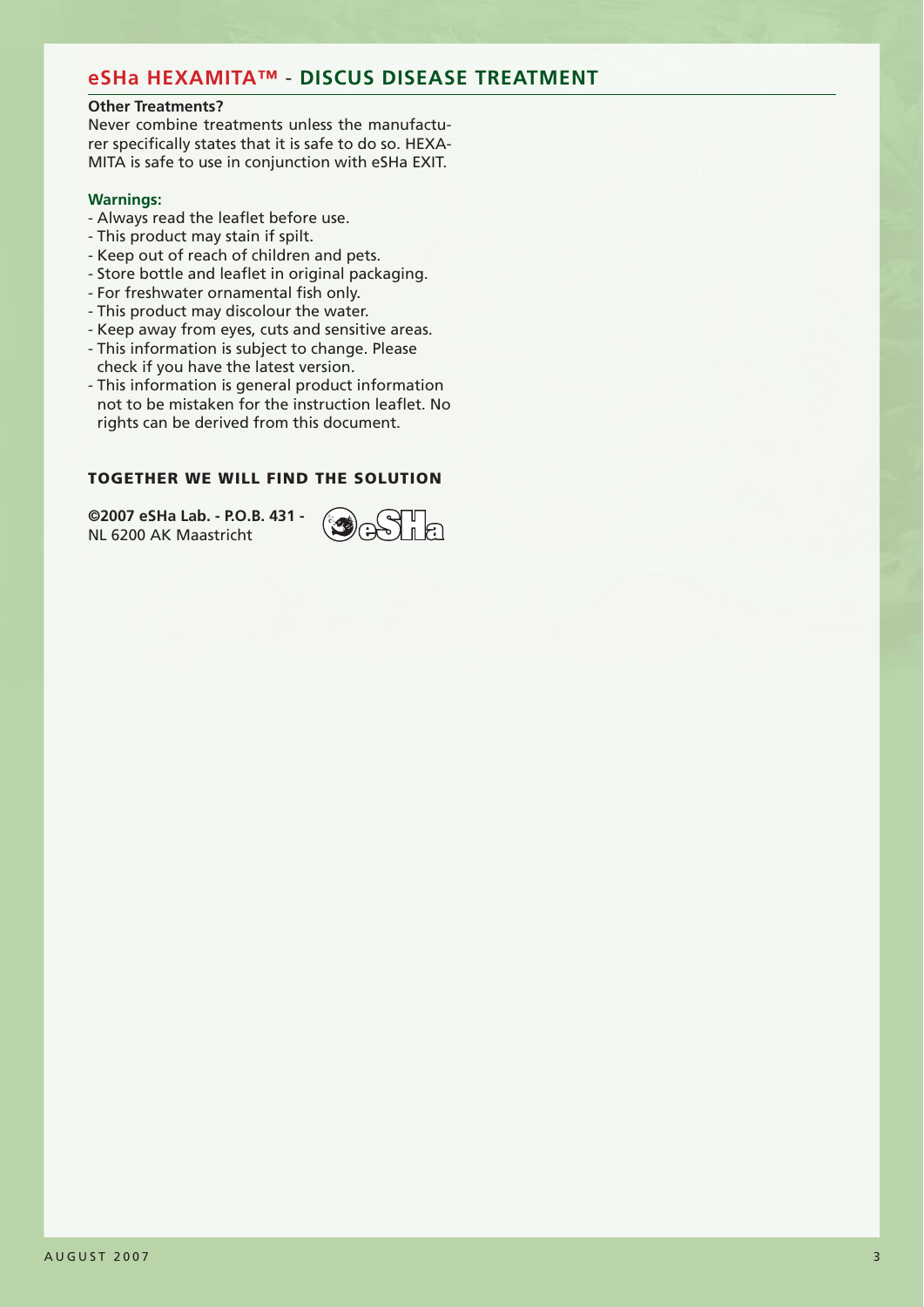## eSHa HEXAMITA™ - DISCUS DISEASE TREATMENT

**Other Treatments?**

Never combine treatments unless the manufacturer specifically states that it is safe to do so. HEXAMITA is safe to use in conjunction with eSHa EXIT.

**Warnings:**

- Always read the leaflet before use.
- This product may stain if spilt.
- Keep out of reach of children and pets.
- Store bottle and leaflet in original packaging.
- For freshwater ornamental fish only.
- This product may discolour the water.
- Keep away from eyes, cuts and sensitive areas.
- This information is subject to change. Please check if you have the latest version.
- This information is general product information not to be mistaken for the instruction leaflet. No rights can be derived from this document.

**TOGETHER WE WILL FIND THE SOLUTION**

**©2007 eSHa Lab. - P.O.B. 431 -**
NL 6200 AK Maastricht

eSHa